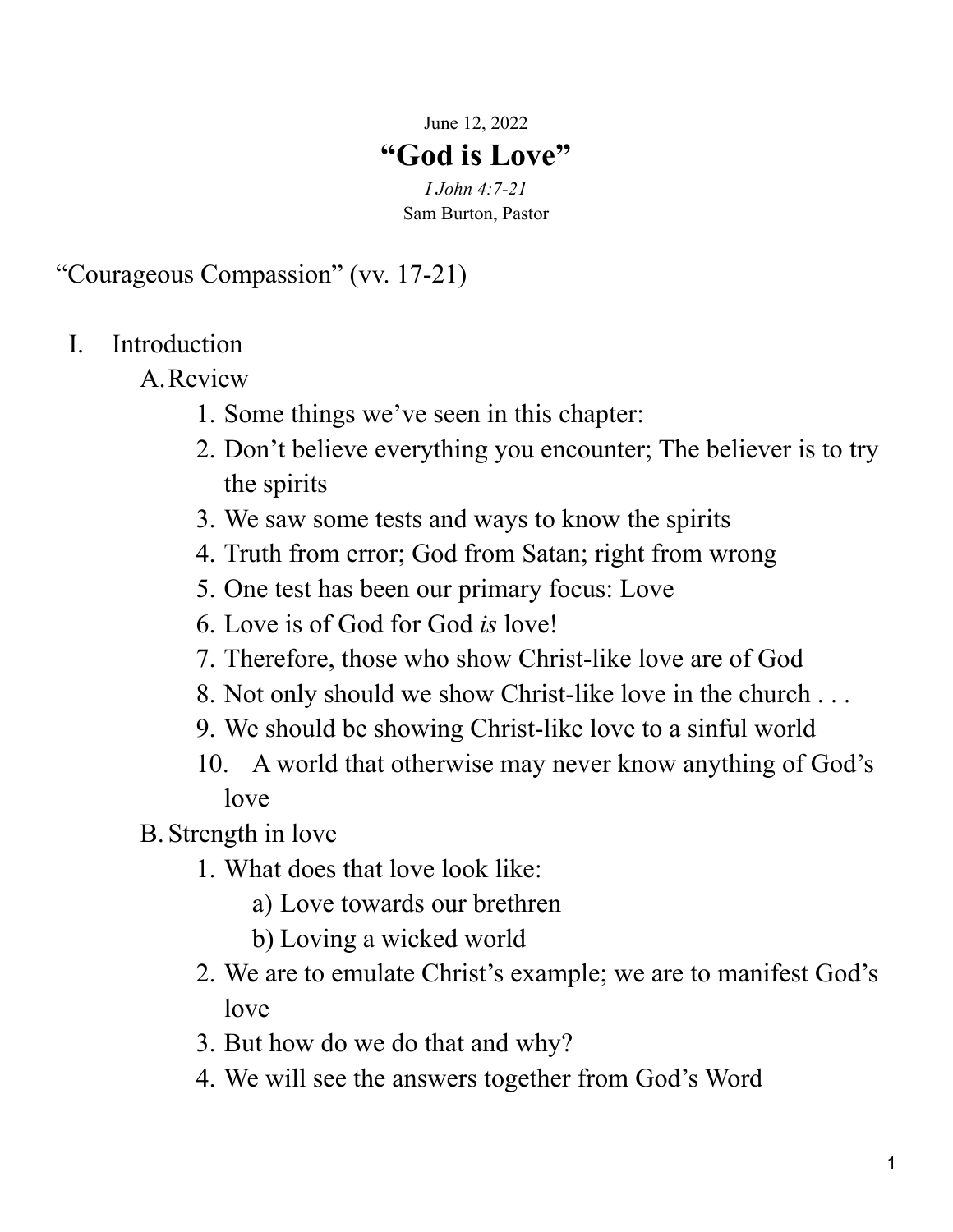June 12, 2022

# “God is Love”

*I John 4:7-21*

Sam Burton, Pastor

## “Courageous Compassion” (vv. 17-21)

I. Introduction

   A. Review

      1. Some things we’ve seen in this chapter:
      2. Don’t believe everything you encounter; The believer is to try the spirits
      3. We saw some tests and ways to know the spirits
      4. Truth from error; God from Satan; right from wrong
      5. One test has been our primary focus: Love
      6. Love is of God for God *is* love!
      7. Therefore, those who show Christ-like love are of God
      8. Not only should we show Christ-like love in the church . . .
      9. We should be showing Christ-like love to a sinful world
      10. A world that otherwise may never know anything of God’s love

   B. Strength in love

      1. What does that love look like:
         a) Love towards our brethren
         b) Loving a wicked world
      2. We are to emulate Christ’s example; we are to manifest God’s love
      3. But how do we do that and why?
      4. We will see the answers together from God’s Word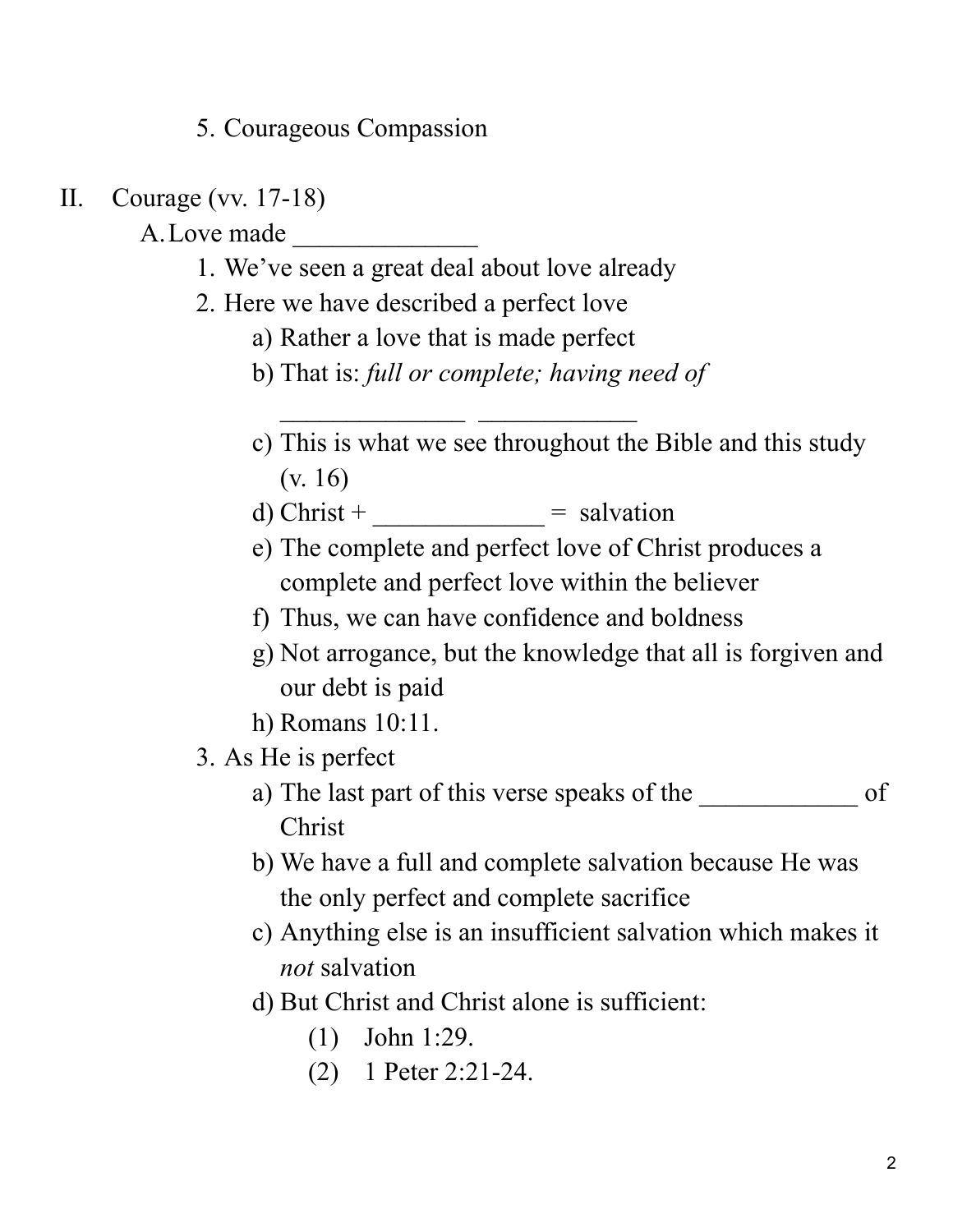5. Courageous Compassion

II. Courage (vv. 17-18)

A. Love made ______________

1. We've seen a great deal about love already
2. Here we have described a perfect love
   a) Rather a love that is made perfect
   b) That is: *full or complete; having need of ______________ ____________*
   c) This is what we see throughout the Bible and this study (v. 16)
   d) Christ + _____________ = salvation
   e) The complete and perfect love of Christ produces a complete and perfect love within the believer
   f) Thus, we can have confidence and boldness
   g) Not arrogance, but the knowledge that all is forgiven and our debt is paid
   h) Romans 10:11.
3. As He is perfect
   a) The last part of this verse speaks of the ____________ of Christ
   b) We have a full and complete salvation because He was the only perfect and complete sacrifice
   c) Anything else is an insufficient salvation which makes it *not* salvation
   d) But Christ and Christ alone is sufficient:
      (1) John 1:29.
      (2) 1 Peter 2:21-24.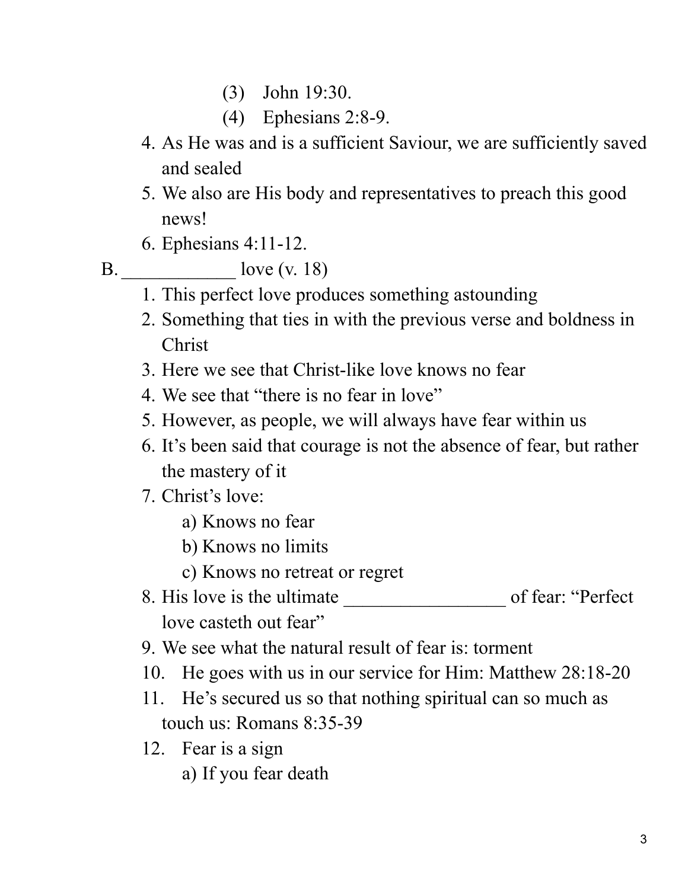(3) John 19:30.
        (4) Ephesians 2:8-9.
4. As He was and is a sufficient Saviour, we are sufficiently saved and sealed
5. We also are His body and representatives to preach this good news!
6. Ephesians 4:11-12.

B. ____________ love (v. 18)

1. This perfect love produces something astounding
2. Something that ties in with the previous verse and boldness in Christ
3. Here we see that Christ-like love knows no fear
4. We see that "there is no fear in love"
5. However, as people, we will always have fear within us
6. It's been said that courage is not the absence of fear, but rather the mastery of it
7. Christ's love:
    a) Knows no fear
    b) Knows no limits
    c) Knows no retreat or regret
8. His love is the ultimate _________________ of fear: "Perfect love casteth out fear"
9. We see what the natural result of fear is: torment
10. He goes with us in our service for Him: Matthew 28:18-20
11. He's secured us so that nothing spiritual can so much as touch us: Romans 8:35-39
12. Fear is a sign
    a) If you fear death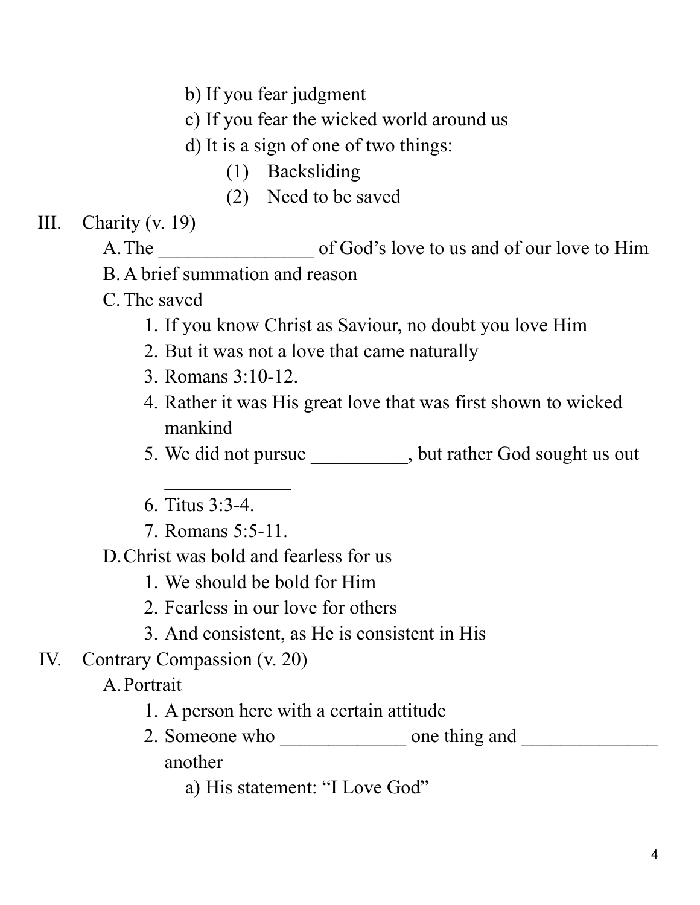b) If you fear judgment
            c) If you fear the wicked world around us
            d) It is a sign of one of two things:
                (1) Backsliding
                (2) Need to be saved

III. Charity (v. 19)
    A. The ________________ of God's love to us and of our love to Him
    B. A brief summation and reason
    C. The saved
        1. If you know Christ as Saviour, no doubt you love Him
        2. But it was not a love that came naturally
        3. Romans 3:10-12.
        4. Rather it was His great love that was first shown to wicked mankind
        5. We did not pursue __________, but rather God sought us out _____________
        6. Titus 3:3-4.
        7. Romans 5:5-11.
    D. Christ was bold and fearless for us
        1. We should be bold for Him
        2. Fearless in our love for others
        3. And consistent, as He is consistent in His

IV. Contrary Compassion (v. 20)
    A. Portrait
        1. A person here with a certain attitude
        2. Someone who _____________ one thing and ______________ another
            a) His statement: "I Love God"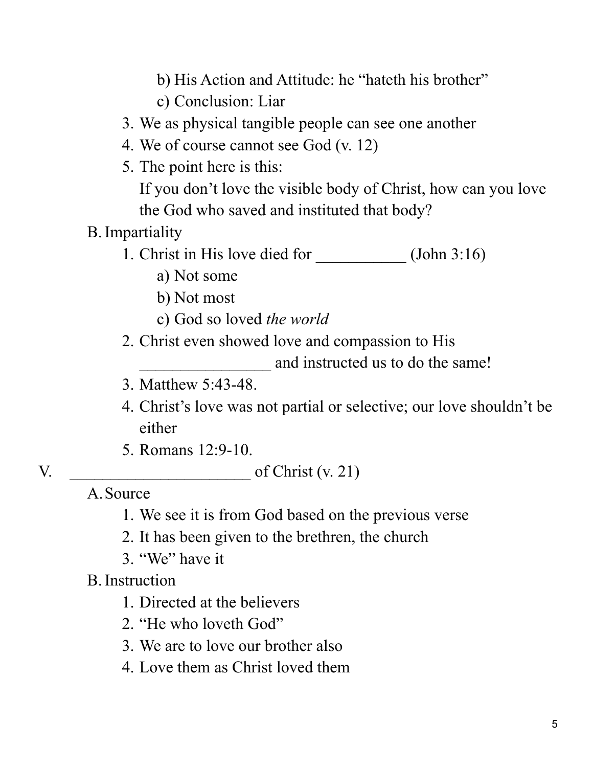- b) His Action and Attitude: he “hateth his brother”
- c) Conclusion: Liar

3. We as physical tangible people can see one another
4. We of course cannot see God (v. 12)
5. The point here is this:
   If you don’t love the visible body of Christ, how can you love the God who saved and instituted that body?

B. Impartiality

1. Christ in His love died for ___________ (John 3:16)
   - a) Not some
   - b) Not most
   - c) God so loved *the world*
2. Christ even showed love and compassion to His ________________ and instructed us to do the same!
3. Matthew 5:43-48.
4. Christ’s love was not partial or selective; our love shouldn’t be either
5. Romans 12:9-10.

V. ______________________ of Christ (v. 21)

A. Source

1. We see it is from God based on the previous verse
2. It has been given to the brethren, the church
3. “We” have it

B. Instruction

1. Directed at the believers
2. “He who loveth God”
3. We are to love our brother also
4. Love them as Christ loved them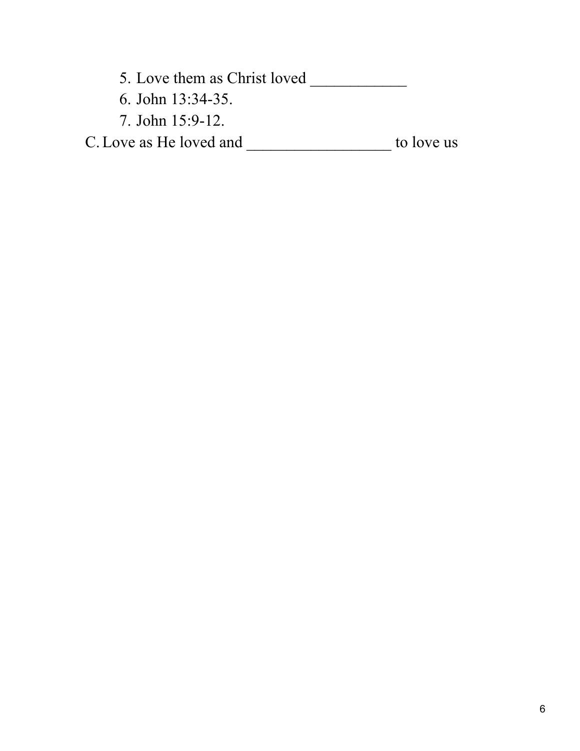5. Love them as Christ loved ____________
6. John 13:34-35.
7. John 15:9-12.

C. Love as He loved and __________________ to love us